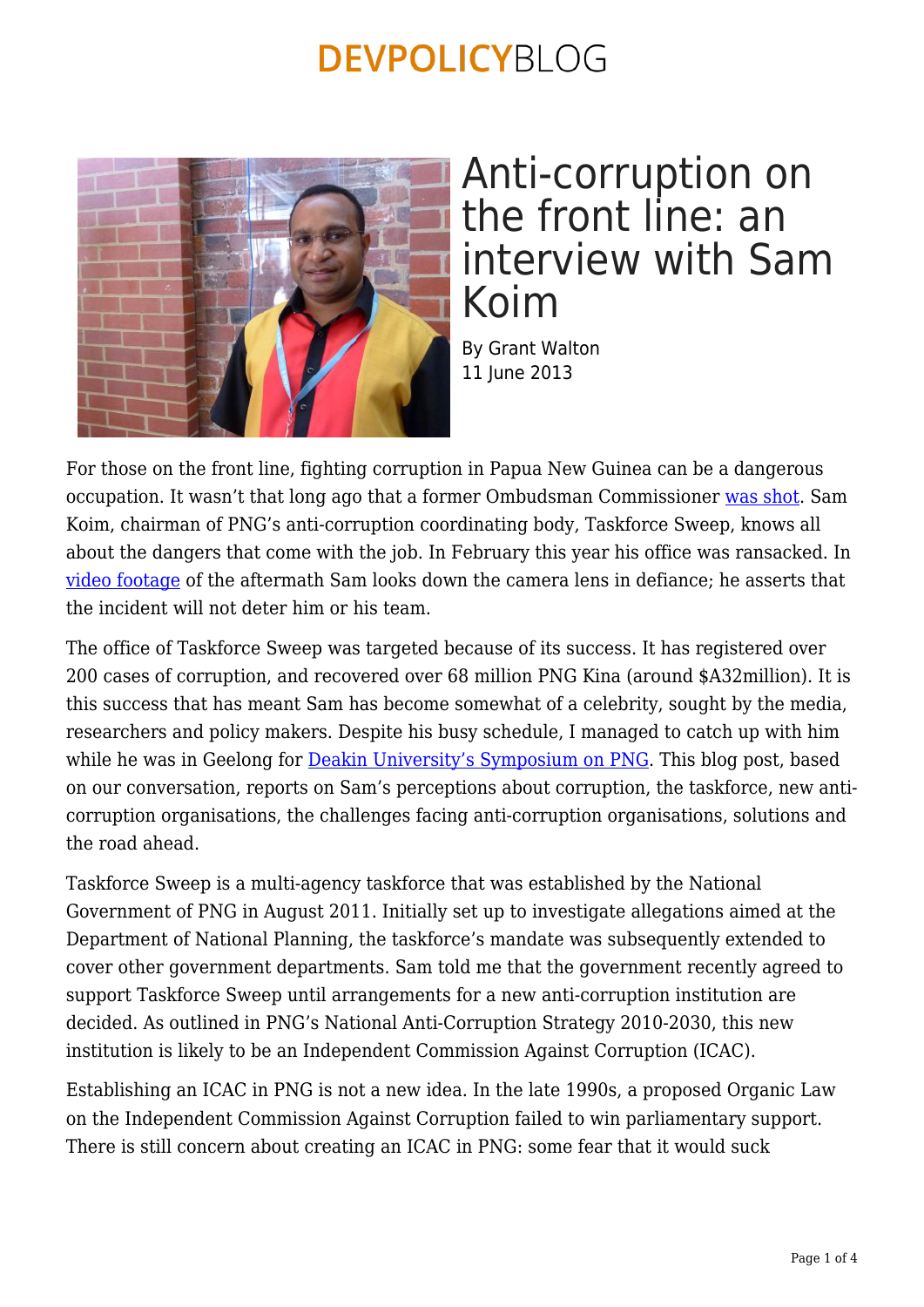# Anti-corruption on the front line: an interview with Sam Koim

By Grant Walton
11 June 2013

For those on the front line, fighting corruption in Papua New Guinea can be a dangerous occupation. It wasn't that long ago that a former Ombudsman Commissioner was shot. Sam Koim, chairman of PNG's anti-corruption coordinating body, Taskforce Sweep, knows all about the dangers that come with the job. In February this year his office was ransacked. In video footage of the aftermath Sam looks down the camera lens in defiance; he asserts that the incident will not deter him or his team.

The office of Taskforce Sweep was targeted because of its success. It has registered over 200 cases of corruption, and recovered over 68 million PNG Kina (around $A32million). It is this success that has meant Sam has become somewhat of a celebrity, sought by the media, researchers and policy makers. Despite his busy schedule, I managed to catch up with him while he was in Geelong for Deakin University's Symposium on PNG. This blog post, based on our conversation, reports on Sam's perceptions about corruption, the taskforce, new anti-corruption organisations, the challenges facing anti-corruption organisations, solutions and the road ahead.

Taskforce Sweep is a multi-agency taskforce that was established by the National Government of PNG in August 2011. Initially set up to investigate allegations aimed at the Department of National Planning, the taskforce's mandate was subsequently extended to cover other government departments. Sam told me that the government recently agreed to support Taskforce Sweep until arrangements for a new anti-corruption institution are decided. As outlined in PNG's National Anti-Corruption Strategy 2010-2030, this new institution is likely to be an Independent Commission Against Corruption (ICAC).

Establishing an ICAC in PNG is not a new idea. In the late 1990s, a proposed Organic Law on the Independent Commission Against Corruption failed to win parliamentary support. There is still concern about creating an ICAC in PNG: some fear that it would suck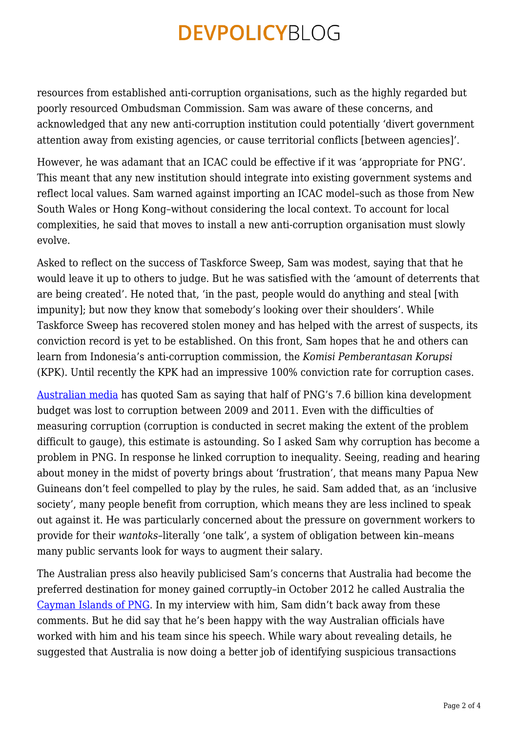resources from established anti-corruption organisations, such as the highly regarded but poorly resourced Ombudsman Commission. Sam was aware of these concerns, and acknowledged that any new anti-corruption institution could potentially 'divert government attention away from existing agencies, or cause territorial conflicts [between agencies]'.

However, he was adamant that an ICAC could be effective if it was 'appropriate for PNG'. This meant that any new institution should integrate into existing government systems and reflect local values. Sam warned against importing an ICAC model–such as those from New South Wales or Hong Kong–without considering the local context. To account for local complexities, he said that moves to install a new anti-corruption organisation must slowly evolve.

Asked to reflect on the success of Taskforce Sweep, Sam was modest, saying that that he would leave it up to others to judge. But he was satisfied with the 'amount of deterrents that are being created'. He noted that, 'in the past, people would do anything and steal [with impunity]; but now they know that somebody's looking over their shoulders'. While Taskforce Sweep has recovered stolen money and has helped with the arrest of suspects, its conviction record is yet to be established. On this front, Sam hopes that he and others can learn from Indonesia's anti-corruption commission, the *Komisi Pemberantasan Korupsi* (KPK). Until recently the KPK had an impressive 100% conviction rate for corruption cases.

[Australian media](#) has quoted Sam as saying that half of PNG's 7.6 billion kina development budget was lost to corruption between 2009 and 2011. Even with the difficulties of measuring corruption (corruption is conducted in secret making the extent of the problem difficult to gauge), this estimate is astounding. So I asked Sam why corruption has become a problem in PNG. In response he linked corruption to inequality. Seeing, reading and hearing about money in the midst of poverty brings about 'frustration', that means many Papua New Guineans don't feel compelled to play by the rules, he said. Sam added that, as an 'inclusive society', many people benefit from corruption, which means they are less inclined to speak out against it. He was particularly concerned about the pressure on government workers to provide for their *wantoks*–literally 'one talk', a system of obligation between kin–means many public servants look for ways to augment their salary.

The Australian press also heavily publicised Sam's concerns that Australia had become the preferred destination for money gained corruptly–in October 2012 he called Australia the [Cayman Islands of PNG](#). In my interview with him, Sam didn't back away from these comments. But he did say that he's been happy with the way Australian officials have worked with him and his team since his speech. While wary about revealing details, he suggested that Australia is now doing a better job of identifying suspicious transactions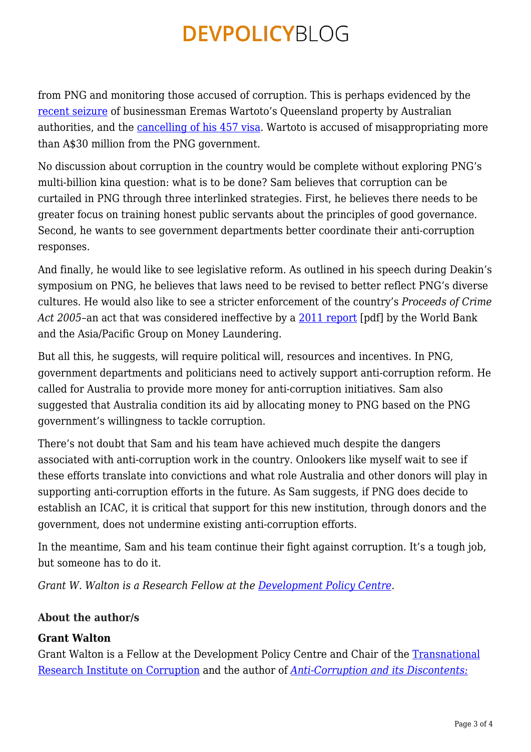from PNG and monitoring those accused of corruption. This is perhaps evidenced by the [recent seizure](#) of businessman Eremas Wartoto's Queensland property by Australian authorities, and the [cancelling of his 457 visa](#). Wartoto is accused of misappropriating more than A$30 million from the PNG government.

No discussion about corruption in the country would be complete without exploring PNG's multi-billion kina question: what is to be done? Sam believes that corruption can be curtailed in PNG through three interlinked strategies. First, he believes there needs to be greater focus on training honest public servants about the principles of good governance. Second, he wants to see government departments better coordinate their anti-corruption responses.

And finally, he would like to see legislative reform. As outlined in his speech during Deakin's symposium on PNG, he believes that laws need to be revised to better reflect PNG's diverse cultures. He would also like to see a stricter enforcement of the country's *Proceeds of Crime Act 2005*–an act that was considered ineffective by a [2011 report](#) [pdf] by the World Bank and the Asia/Pacific Group on Money Laundering.

But all this, he suggests, will require political will, resources and incentives. In PNG, government departments and politicians need to actively support anti-corruption reform. He called for Australia to provide more money for anti-corruption initiatives. Sam also suggested that Australia condition its aid by allocating money to PNG based on the PNG government's willingness to tackle corruption.

There's not doubt that Sam and his team have achieved much despite the dangers associated with anti-corruption work in the country. Onlookers like myself wait to see if these efforts translate into convictions and what role Australia and other donors will play in supporting anti-corruption efforts in the future. As Sam suggests, if PNG does decide to establish an ICAC, it is critical that support for this new institution, through donors and the government, does not undermine existing anti-corruption efforts.

In the meantime, Sam and his team continue their fight against corruption. It's a tough job, but someone has to do it.

*Grant W. Walton is a Research Fellow at the [Development Policy Centre](#).*

**About the author/s**

**Grant Walton**
Grant Walton is a Fellow at the Development Policy Centre and Chair of the [Transnational Research Institute on Corruption](#) and the author of [*Anti-Corruption and its Discontents:*](#)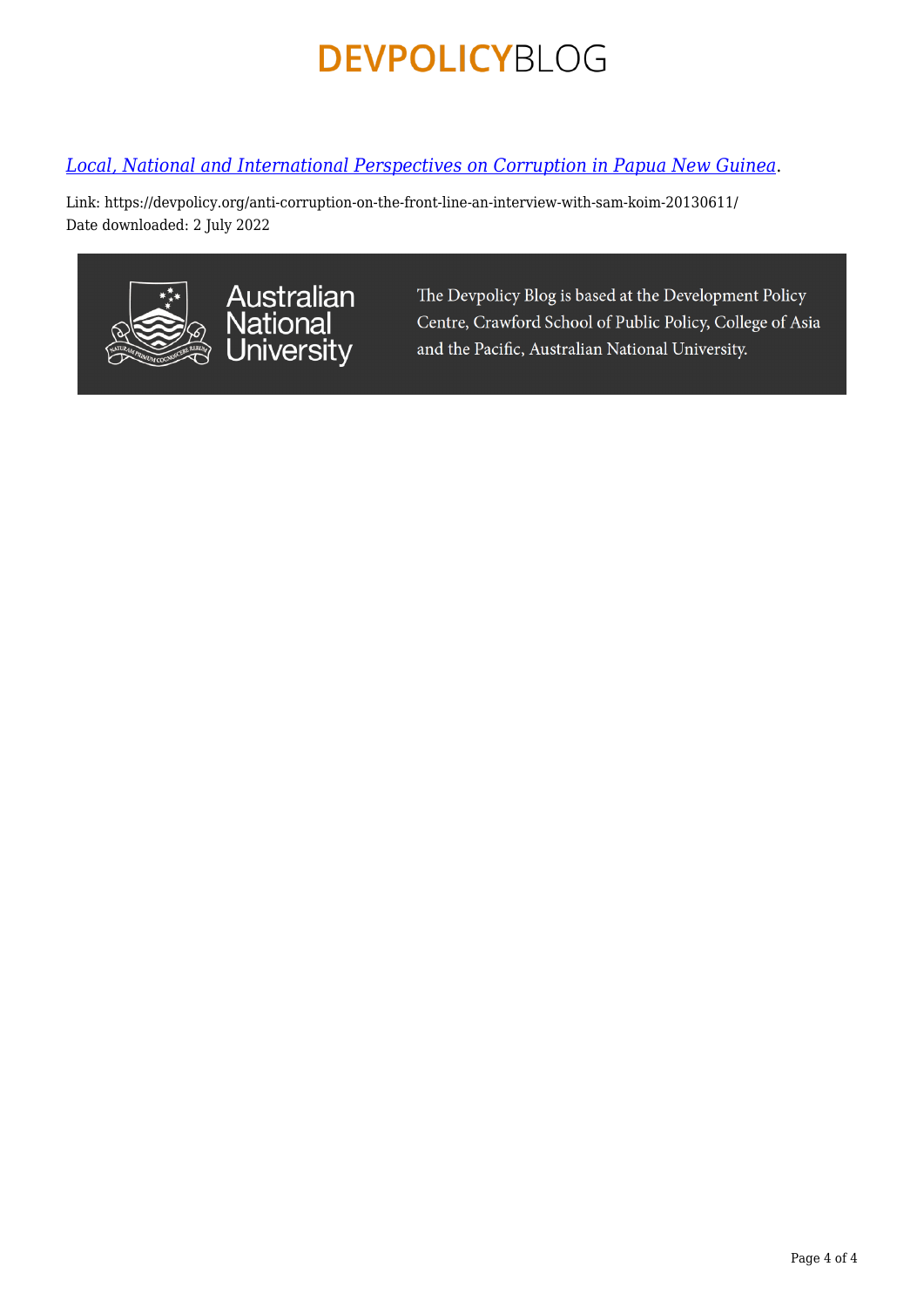*Local, National and International Perspectives on Corruption in Papua New Guinea*.

Link: https://devpolicy.org/anti-corruption-on-the-front-line-an-interview-with-sam-koim-20130611/
Date downloaded: 2 July 2022

Australian National University

The Devpolicy Blog is based at the Development Policy Centre, Crawford School of Public Policy, College of Asia and the Pacific, Australian National University.